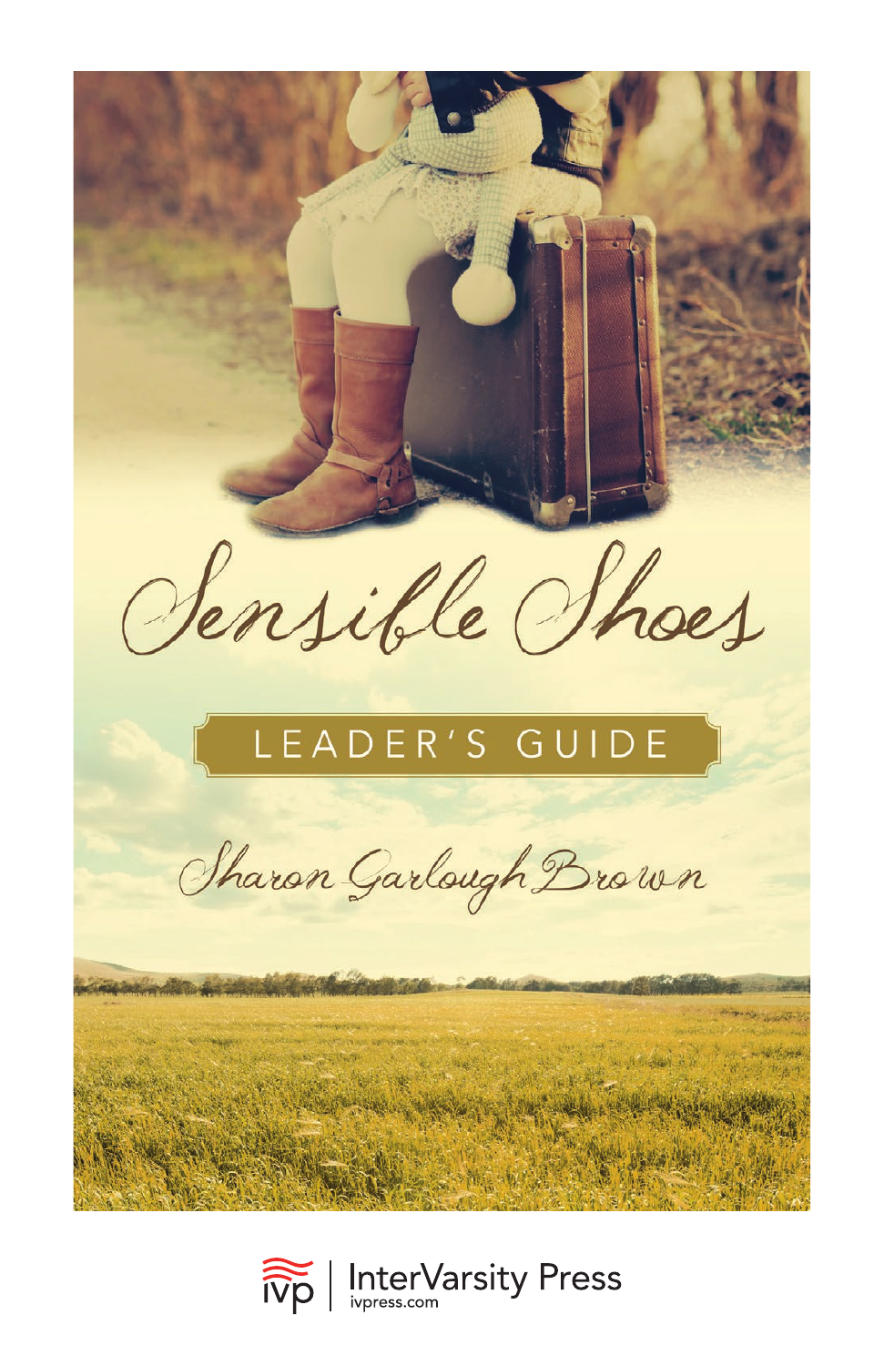# Sensible Shoes

## LEADER'S GUIDE

Sharon Garlough Brown

ivp | InterVarsity Press
ivpress.com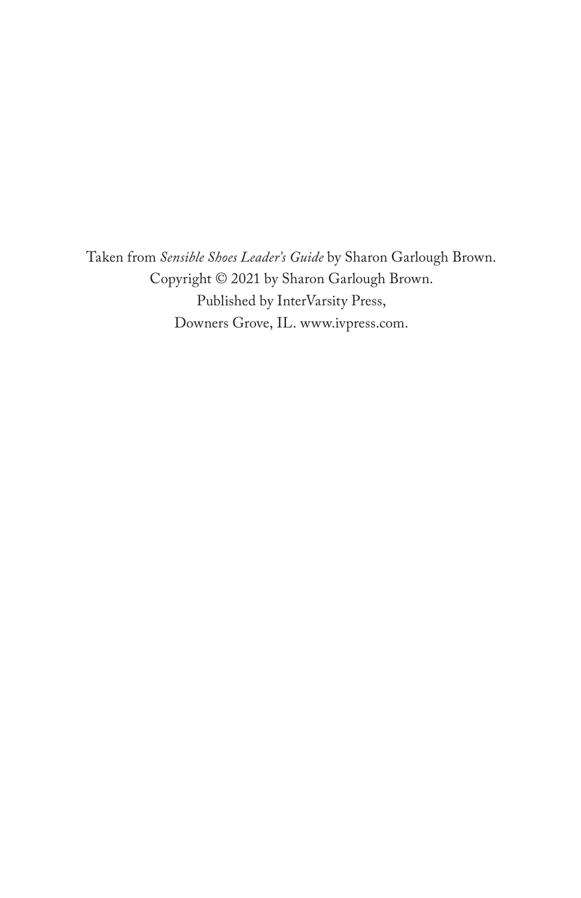Taken from *Sensible Shoes Leader's Guide* by Sharon Garlough Brown.
Copyright © 2021 by Sharon Garlough Brown.
Published by InterVarsity Press,
Downers Grove, IL. www.ivpress.com.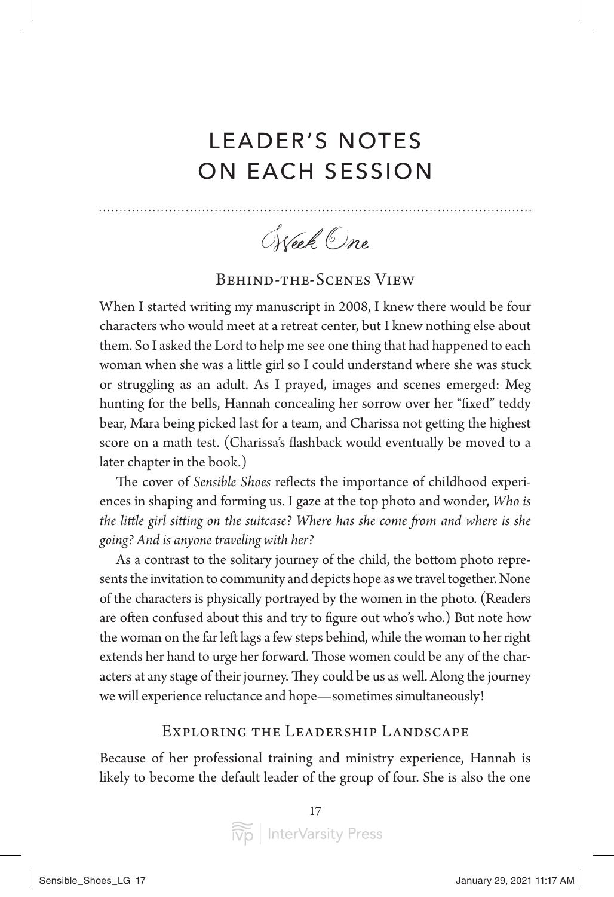# LEADER'S NOTES ON EACH SESSION

## *Week One*

### Behind-the-Scenes View

When I started writing my manuscript in 2008, I knew there would be four characters who would meet at a retreat center, but I knew nothing else about them. So I asked the Lord to help me see one thing that had happened to each woman when she was a little girl so I could understand where she was stuck or struggling as an adult. As I prayed, images and scenes emerged: Meg hunting for the bells, Hannah concealing her sorrow over her "fixed" teddy bear, Mara being picked last for a team, and Charissa not getting the highest score on a math test. (Charissa's flashback would eventually be moved to a later chapter in the book.)

The cover of *Sensible Shoes* reflects the importance of childhood experiences in shaping and forming us. I gaze at the top photo and wonder, *Who is the little girl sitting on the suitcase? Where has she come from and where is she going? And is anyone traveling with her?*

As a contrast to the solitary journey of the child, the bottom photo represents the invitation to community and depicts hope as we travel together. None of the characters is physically portrayed by the women in the photo. (Readers are often confused about this and try to figure out who's who.) But note how the woman on the far left lags a few steps behind, while the woman to her right extends her hand to urge her forward. Those women could be any of the characters at any stage of their journey. They could be us as well. Along the journey we will experience reluctance and hope—sometimes simultaneously!

### Exploring the Leadership Landscape

Because of her professional training and ministry experience, Hannah is likely to become the default leader of the group of four. She is also the one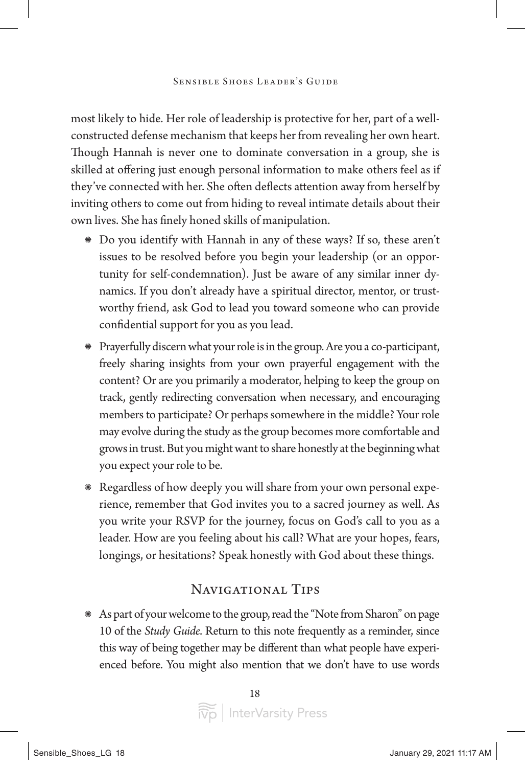most likely to hide. Her role of leadership is protective for her, part of a well-constructed defense mechanism that keeps her from revealing her own heart. Though Hannah is never one to dominate conversation in a group, she is skilled at offering just enough personal information to make others feel as if they've connected with her. She often deflects attention away from herself by inviting others to come out from hiding to reveal intimate details about their own lives. She has finely honed skills of manipulation.

- Do you identify with Hannah in any of these ways? If so, these aren't issues to be resolved before you begin your leadership (or an opportunity for self-condemnation). Just be aware of any similar inner dynamics. If you don't already have a spiritual director, mentor, or trustworthy friend, ask God to lead you toward someone who can provide confidential support for you as you lead.
- Prayerfully discern what your role is in the group. Are you a co-participant, freely sharing insights from your own prayerful engagement with the content? Or are you primarily a moderator, helping to keep the group on track, gently redirecting conversation when necessary, and encouraging members to participate? Or perhaps somewhere in the middle? Your role may evolve during the study as the group becomes more comfortable and grows in trust. But you might want to share honestly at the beginning what you expect your role to be.
- Regardless of how deeply you will share from your own personal experience, remember that God invites you to a sacred journey as well. As you write your RSVP for the journey, focus on God's call to you as a leader. How are you feeling about his call? What are your hopes, fears, longings, or hesitations? Speak honestly with God about these things.

## Navigational Tips

- As part of your welcome to the group, read the "Note from Sharon" on page 10 of the *Study Guide*. Return to this note frequently as a reminder, since this way of being together may be different than what people have experienced before. You might also mention that we don't have to use words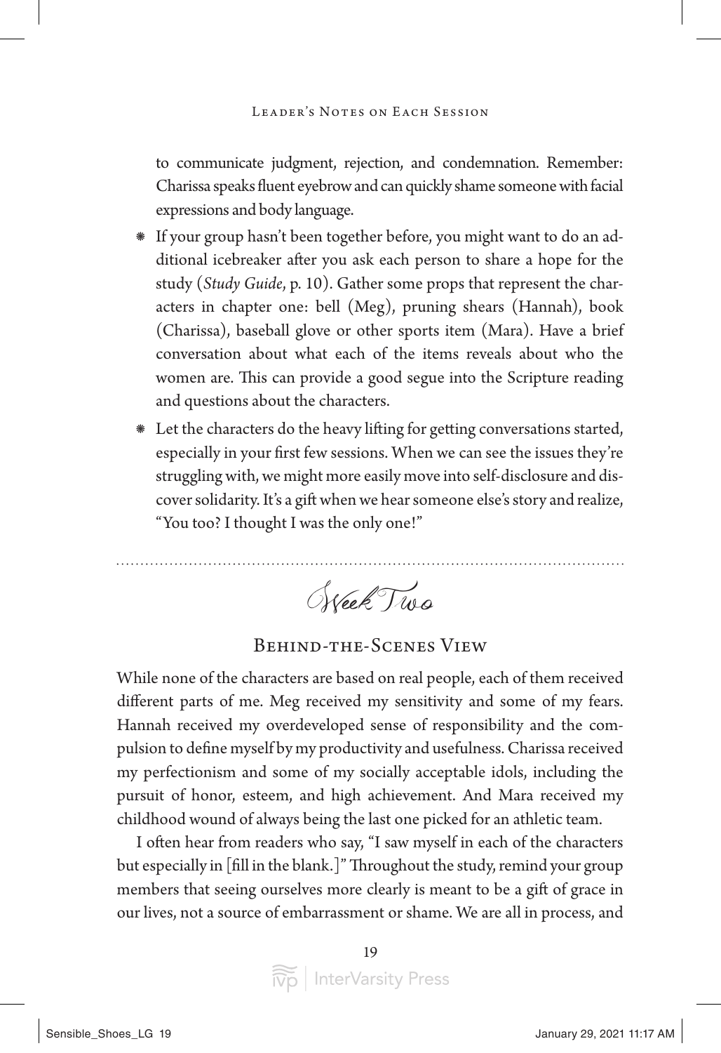to communicate judgment, rejection, and condemnation. Remember: Charissa speaks fluent eyebrow and can quickly shame someone with facial expressions and body language.

- If your group hasn't been together before, you might want to do an additional icebreaker after you ask each person to share a hope for the study (*Study Guide*, p. 10). Gather some props that represent the characters in chapter one: bell (Meg), pruning shears (Hannah), book (Charissa), baseball glove or other sports item (Mara). Have a brief conversation about what each of the items reveals about who the women are. This can provide a good segue into the Scripture reading and questions about the characters.
- Let the characters do the heavy lifting for getting conversations started, especially in your first few sessions. When we can see the issues they're struggling with, we might more easily move into self-disclosure and discover solidarity. It's a gift when we hear someone else's story and realize, "You too? I thought I was the only one!"

---

## Week Two

### Behind-the-Scenes View

While none of the characters are based on real people, each of them received different parts of me. Meg received my sensitivity and some of my fears. Hannah received my overdeveloped sense of responsibility and the compulsion to define myself by my productivity and usefulness. Charissa received my perfectionism and some of my socially acceptable idols, including the pursuit of honor, esteem, and high achievement. And Mara received my childhood wound of always being the last one picked for an athletic team.

I often hear from readers who say, "I saw myself in each of the characters but especially in [fill in the blank.]" Throughout the study, remind your group members that seeing ourselves more clearly is meant to be a gift of grace in our lives, not a source of embarrassment or shame. We are all in process, and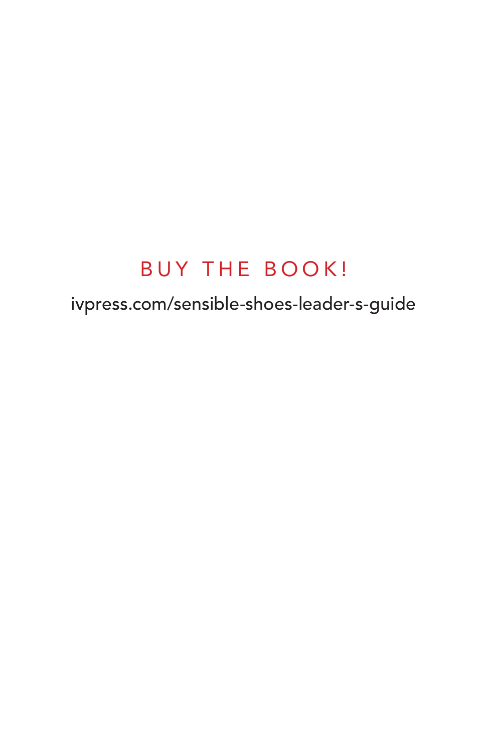## BUY THE BOOK!

ivpress.com/sensible-shoes-leader-s-guide